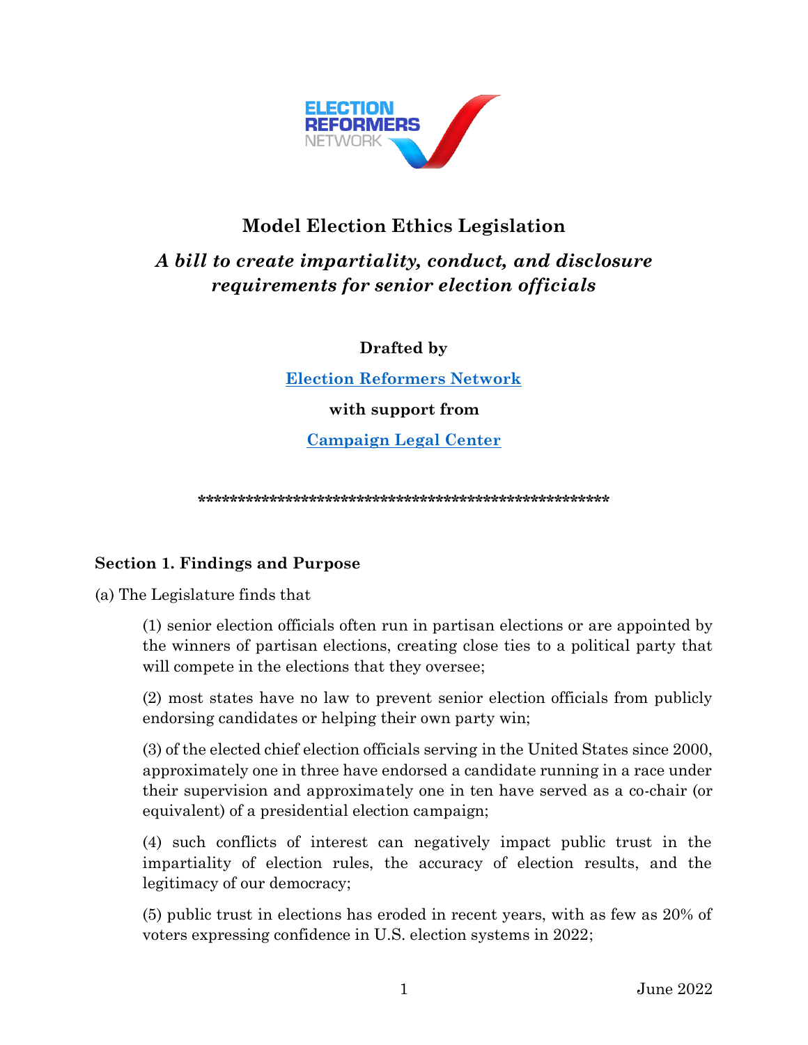# Model Election Ethics Legislation

## *A bill to create impartiality, conduct, and disclosure requirements for senior election officials*

**Drafted by**

**Election Reformers Network**

**with support from**

**Campaign Legal Center**

**************************************************

### Section 1. Findings and Purpose

(a) The Legislature finds that

> (1) senior election officials often run in partisan elections or are appointed by the winners of partisan elections, creating close ties to a political party that will compete in the elections that they oversee;
>
> (2) most states have no law to prevent senior election officials from publicly endorsing candidates or helping their own party win;
>
> (3) of the elected chief election officials serving in the United States since 2000, approximately one in three have endorsed a candidate running in a race under their supervision and approximately one in ten have served as a co-chair (or equivalent) of a presidential election campaign;
>
> (4) such conflicts of interest can negatively impact public trust in the impartiality of election rules, the accuracy of election results, and the legitimacy of our democracy;
>
> (5) public trust in elections has eroded in recent years, with as few as 20% of voters expressing confidence in U.S. election systems in 2022;

June 2022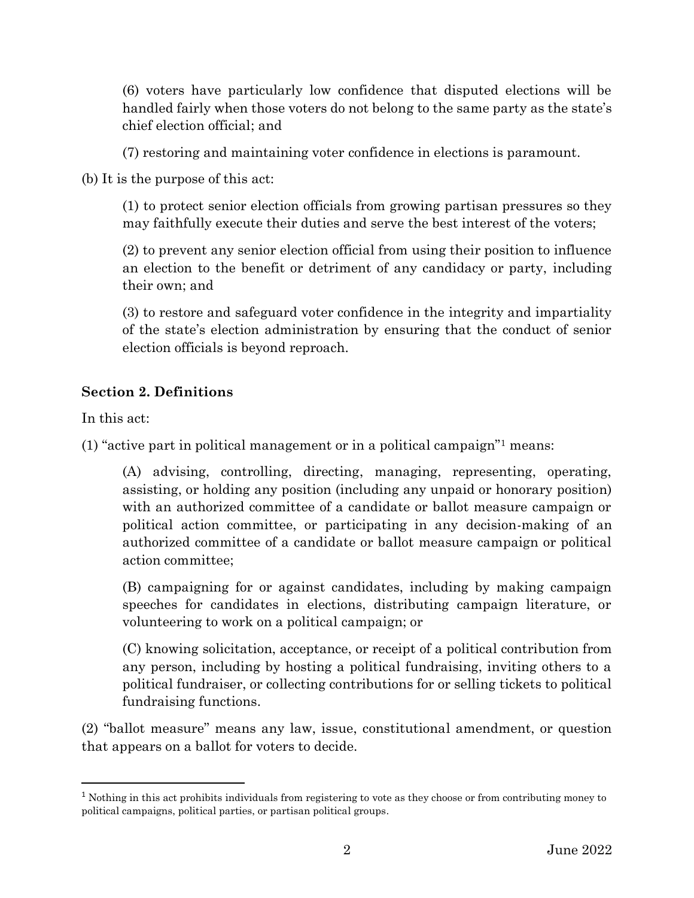(6) voters have particularly low confidence that disputed elections will be handled fairly when those voters do not belong to the same party as the state's chief election official; and

(7) restoring and maintaining voter confidence in elections is paramount.

(b) It is the purpose of this act:

(1) to protect senior election officials from growing partisan pressures so they may faithfully execute their duties and serve the best interest of the voters;

(2) to prevent any senior election official from using their position to influence an election to the benefit or detriment of any candidacy or party, including their own; and

(3) to restore and safeguard voter confidence in the integrity and impartiality of the state's election administration by ensuring that the conduct of senior election officials is beyond reproach.

## Section 2. Definitions

In this act:

(1) "active part in political management or in a political campaign"[1] means:

(A) advising, controlling, directing, managing, representing, operating, assisting, or holding any position (including any unpaid or honorary position) with an authorized committee of a candidate or ballot measure campaign or political action committee, or participating in any decision-making of an authorized committee of a candidate or ballot measure campaign or political action committee;

(B) campaigning for or against candidates, including by making campaign speeches for candidates in elections, distributing campaign literature, or volunteering to work on a political campaign; or

(C) knowing solicitation, acceptance, or receipt of a political contribution from any person, including by hosting a political fundraising, inviting others to a political fundraiser, or collecting contributions for or selling tickets to political fundraising functions.

(2) "ballot measure" means any law, issue, constitutional amendment, or question that appears on a ballot for voters to decide.

[1] Nothing in this act prohibits individuals from registering to vote as they choose or from contributing money to political campaigns, political parties, or partisan political groups.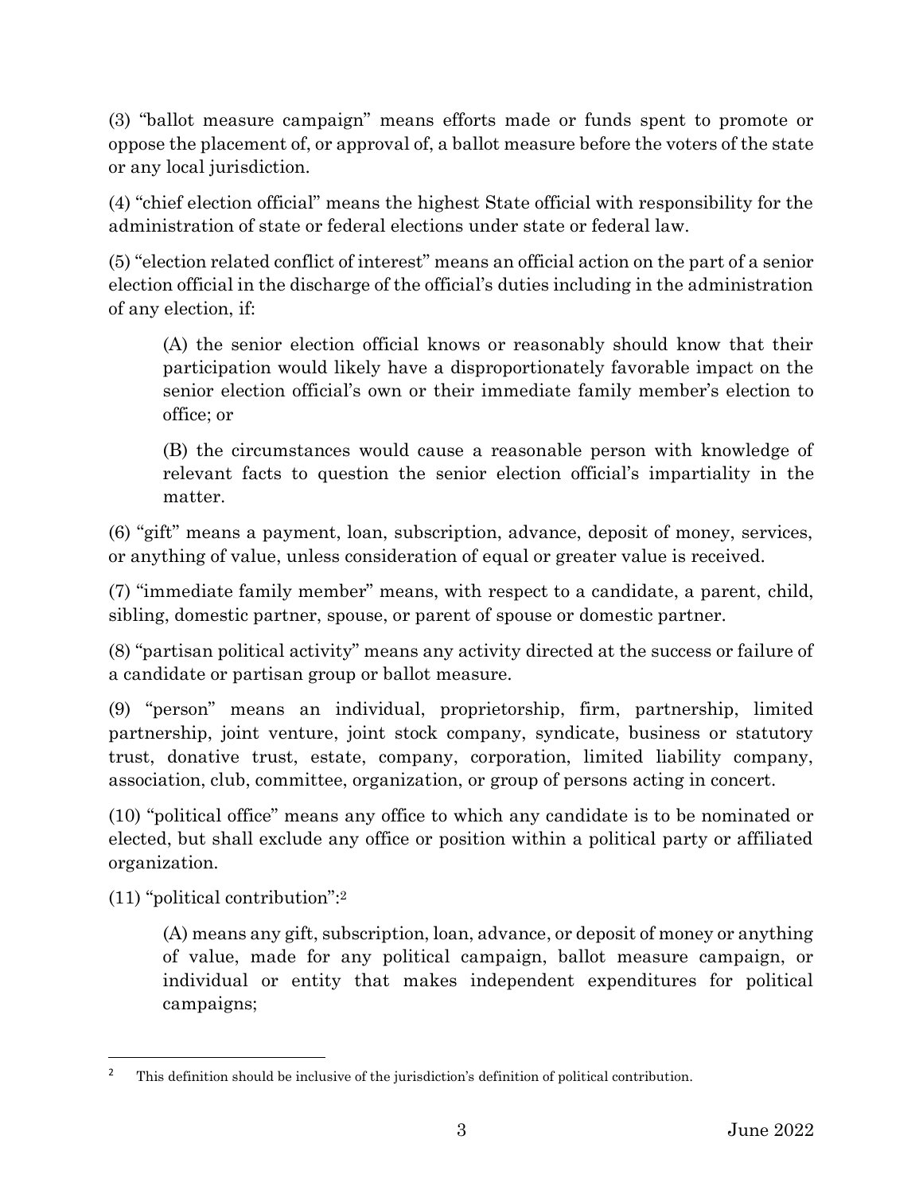(3) "ballot measure campaign" means efforts made or funds spent to promote or oppose the placement of, or approval of, a ballot measure before the voters of the state or any local jurisdiction.

(4) "chief election official" means the highest State official with responsibility for the administration of state or federal elections under state or federal law.

(5) "election related conflict of interest" means an official action on the part of a senior election official in the discharge of the official's duties including in the administration of any election, if:

> (A) the senior election official knows or reasonably should know that their participation would likely have a disproportionately favorable impact on the senior election official's own or their immediate family member's election to office; or
>
> (B) the circumstances would cause a reasonable person with knowledge of relevant facts to question the senior election official's impartiality in the matter.

(6) "gift" means a payment, loan, subscription, advance, deposit of money, services, or anything of value, unless consideration of equal or greater value is received.

(7) "immediate family member" means, with respect to a candidate, a parent, child, sibling, domestic partner, spouse, or parent of spouse or domestic partner.

(8) "partisan political activity" means any activity directed at the success or failure of a candidate or partisan group or ballot measure.

(9) "person" means an individual, proprietorship, firm, partnership, limited partnership, joint venture, joint stock company, syndicate, business or statutory trust, donative trust, estate, company, corporation, limited liability company, association, club, committee, organization, or group of persons acting in concert.

(10) "political office" means any office to which any candidate is to be nominated or elected, but shall exclude any office or position within a political party or affiliated organization.

(11) "political contribution":[2]

> (A) means any gift, subscription, loan, advance, or deposit of money or anything of value, made for any political campaign, ballot measure campaign, or individual or entity that makes independent expenditures for political campaigns;

---

[2] This definition should be inclusive of the jurisdiction's definition of political contribution.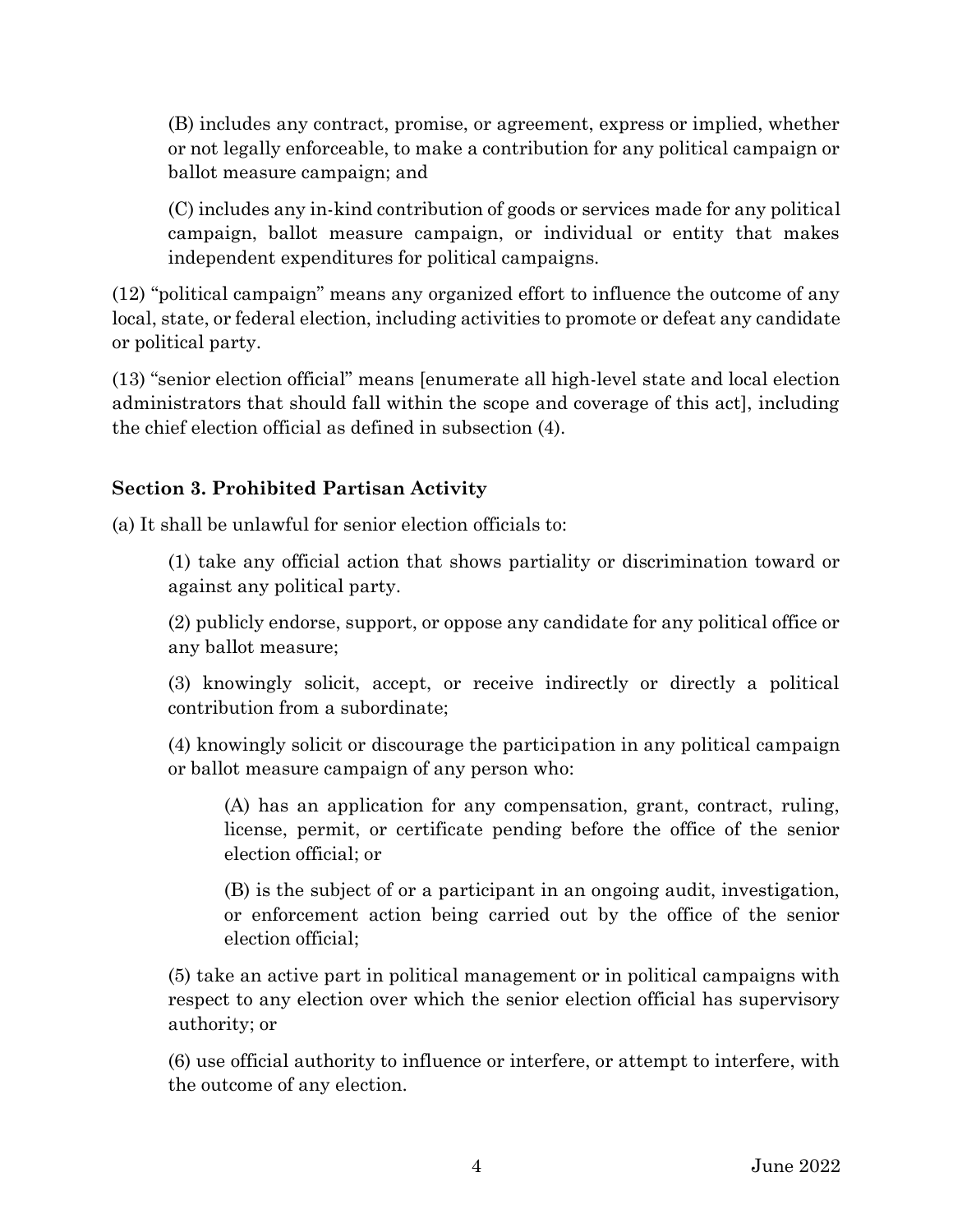(B) includes any contract, promise, or agreement, express or implied, whether or not legally enforceable, to make a contribution for any political campaign or ballot measure campaign; and

(C) includes any in-kind contribution of goods or services made for any political campaign, ballot measure campaign, or individual or entity that makes independent expenditures for political campaigns.

(12) "political campaign" means any organized effort to influence the outcome of any local, state, or federal election, including activities to promote or defeat any candidate or political party.

(13) "senior election official" means [enumerate all high-level state and local election administrators that should fall within the scope and coverage of this act], including the chief election official as defined in subsection (4).

**Section 3. Prohibited Partisan Activity**

(a) It shall be unlawful for senior election officials to:

(1) take any official action that shows partiality or discrimination toward or against any political party.

(2) publicly endorse, support, or oppose any candidate for any political office or any ballot measure;

(3) knowingly solicit, accept, or receive indirectly or directly a political contribution from a subordinate;

(4) knowingly solicit or discourage the participation in any political campaign or ballot measure campaign of any person who:

(A) has an application for any compensation, grant, contract, ruling, license, permit, or certificate pending before the office of the senior election official; or

(B) is the subject of or a participant in an ongoing audit, investigation, or enforcement action being carried out by the office of the senior election official;

(5) take an active part in political management or in political campaigns with respect to any election over which the senior election official has supervisory authority; or

(6) use official authority to influence or interfere, or attempt to interfere, with the outcome of any election.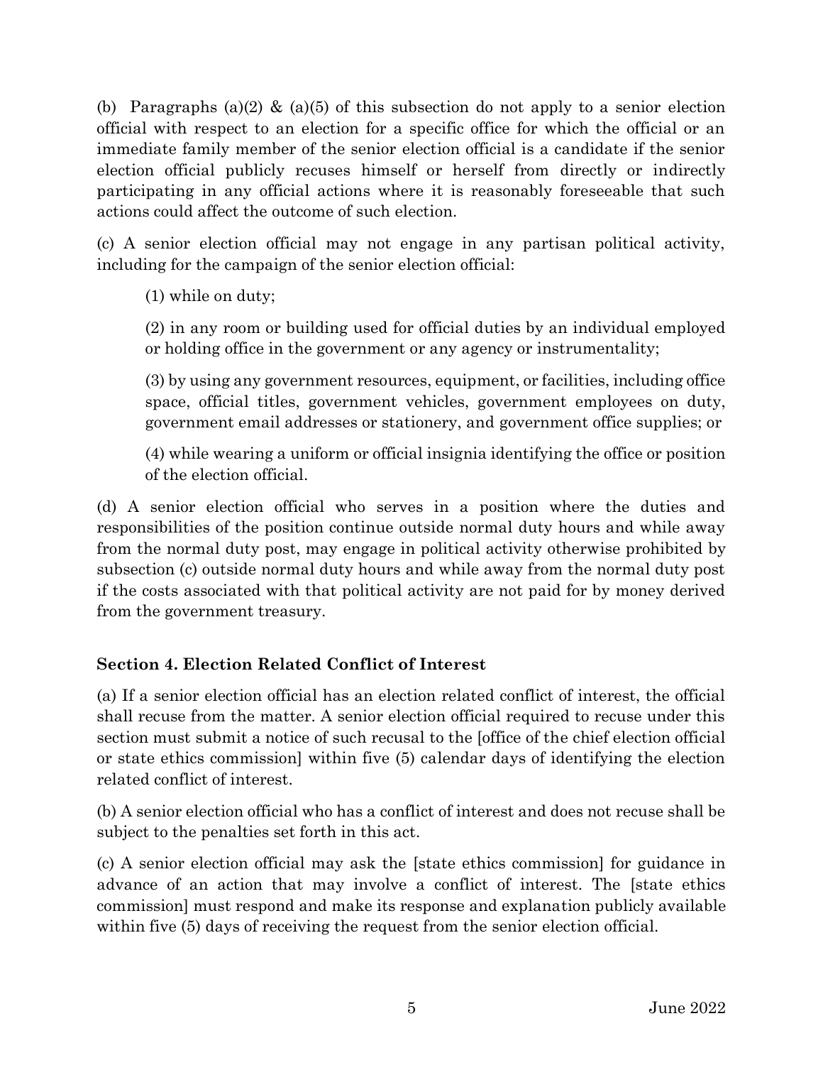(b) Paragraphs (a)(2) & (a)(5) of this subsection do not apply to a senior election official with respect to an election for a specific office for which the official or an immediate family member of the senior election official is a candidate if the senior election official publicly recuses himself or herself from directly or indirectly participating in any official actions where it is reasonably foreseeable that such actions could affect the outcome of such election.

(c) A senior election official may not engage in any partisan political activity, including for the campaign of the senior election official:

(1) while on duty;

(2) in any room or building used for official duties by an individual employed or holding office in the government or any agency or instrumentality;

(3) by using any government resources, equipment, or facilities, including office space, official titles, government vehicles, government employees on duty, government email addresses or stationery, and government office supplies; or

(4) while wearing a uniform or official insignia identifying the office or position of the election official.

(d) A senior election official who serves in a position where the duties and responsibilities of the position continue outside normal duty hours and while away from the normal duty post, may engage in political activity otherwise prohibited by subsection (c) outside normal duty hours and while away from the normal duty post if the costs associated with that political activity are not paid for by money derived from the government treasury.

### Section 4. Election Related Conflict of Interest

(a) If a senior election official has an election related conflict of interest, the official shall recuse from the matter. A senior election official required to recuse under this section must submit a notice of such recusal to the [office of the chief election official or state ethics commission] within five (5) calendar days of identifying the election related conflict of interest.

(b) A senior election official who has a conflict of interest and does not recuse shall be subject to the penalties set forth in this act.

(c) A senior election official may ask the [state ethics commission] for guidance in advance of an action that may involve a conflict of interest. The [state ethics commission] must respond and make its response and explanation publicly available within five (5) days of receiving the request from the senior election official.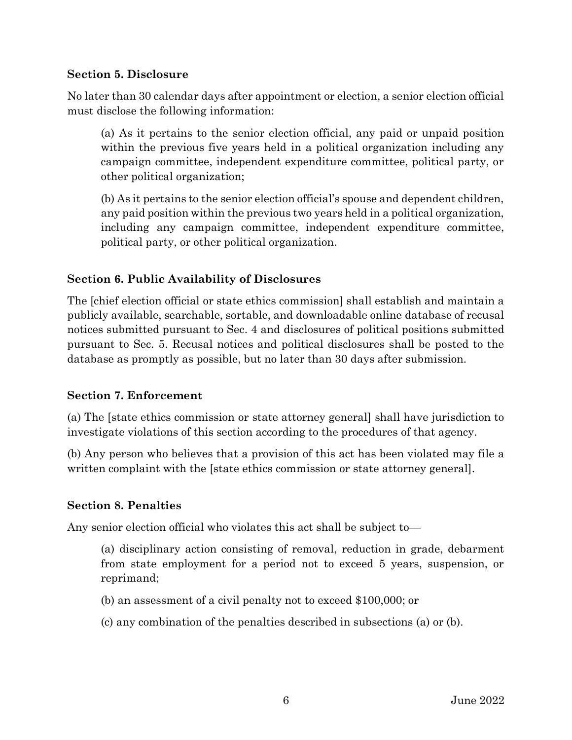### Section 5. Disclosure

No later than 30 calendar days after appointment or election, a senior election official must disclose the following information:

(a) As it pertains to the senior election official, any paid or unpaid position within the previous five years held in a political organization including any campaign committee, independent expenditure committee, political party, or other political organization;

(b) As it pertains to the senior election official's spouse and dependent children, any paid position within the previous two years held in a political organization, including any campaign committee, independent expenditure committee, political party, or other political organization.

### Section 6. Public Availability of Disclosures

The [chief election official or state ethics commission] shall establish and maintain a publicly available, searchable, sortable, and downloadable online database of recusal notices submitted pursuant to Sec. 4 and disclosures of political positions submitted pursuant to Sec. 5. Recusal notices and political disclosures shall be posted to the database as promptly as possible, but no later than 30 days after submission.

### Section 7. Enforcement

(a) The [state ethics commission or state attorney general] shall have jurisdiction to investigate violations of this section according to the procedures of that agency.

(b) Any person who believes that a provision of this act has been violated may file a written complaint with the [state ethics commission or state attorney general].

### Section 8. Penalties

Any senior election official who violates this act shall be subject to—

(a) disciplinary action consisting of removal, reduction in grade, debarment from state employment for a period not to exceed 5 years, suspension, or reprimand;

(b) an assessment of a civil penalty not to exceed $100,000; or

(c) any combination of the penalties described in subsections (a) or (b).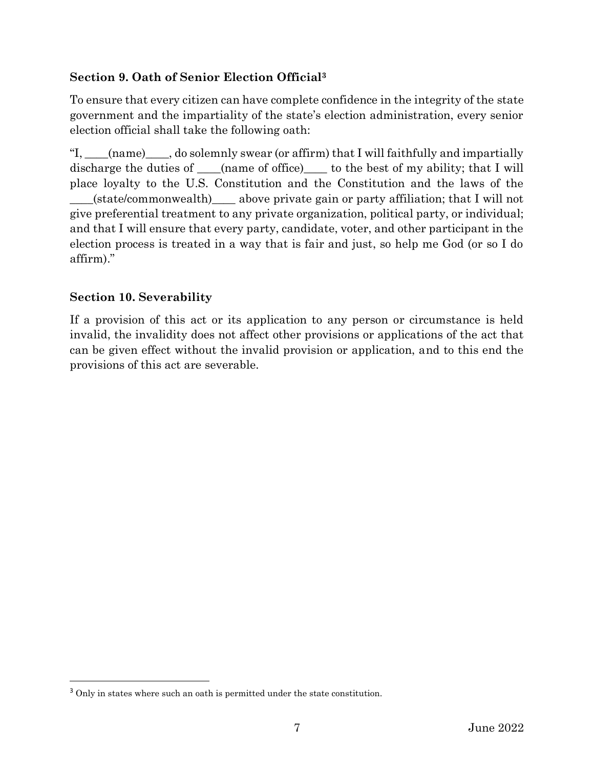### Section 9. Oath of Senior Election Official[3]

To ensure that every citizen can have complete confidence in the integrity of the state government and the impartiality of the state's election administration, every senior election official shall take the following oath:

"I, ____(name)____, do solemnly swear (or affirm) that I will faithfully and impartially discharge the duties of ____(name of office)____ to the best of my ability; that I will place loyalty to the U.S. Constitution and the Constitution and the laws of the ____(state/commonwealth)____ above private gain or party affiliation; that I will not give preferential treatment to any private organization, political party, or individual; and that I will ensure that every party, candidate, voter, and other participant in the election process is treated in a way that is fair and just, so help me God (or so I do affirm)."

### Section 10. Severability

If a provision of this act or its application to any person or circumstance is held invalid, the invalidity does not affect other provisions or applications of the act that can be given effect without the invalid provision or application, and to this end the provisions of this act are severable.

---

[3] Only in states where such an oath is permitted under the state constitution.

June 2022